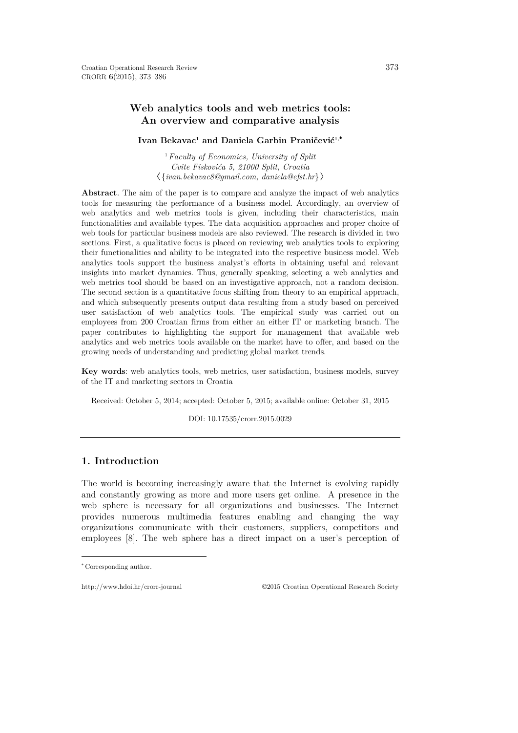# Web analytics tools and web metrics tools: An overview and comparative analysis

**Ivan Bekavac[1] and Daniela Garbin Praničević[1,*]**

[1] *Faculty of Economics, University of Split*
*Cvite Fiskovića 5, 21000 Split, Croatia*
⟨{*ivan.bekavac8@gmail.com, daniela@efst.hr*}⟩

**Abstract**. The aim of the paper is to compare and analyze the impact of web analytics tools for measuring the performance of a business model. Accordingly, an overview of web analytics and web metrics tools is given, including their characteristics, main functionalities and available types. The data acquisition approaches and proper choice of web tools for particular business models are also reviewed. The research is divided in two sections. First, a qualitative focus is placed on reviewing web analytics tools to exploring their functionalities and ability to be integrated into the respective business model. Web analytics tools support the business analyst's efforts in obtaining useful and relevant insights into market dynamics. Thus, generally speaking, selecting a web analytics and web metrics tool should be based on an investigative approach, not a random decision. The second section is a quantitative focus shifting from theory to an empirical approach, and which subsequently presents output data resulting from a study based on perceived user satisfaction of web analytics tools. The empirical study was carried out on employees from 200 Croatian firms from either an either IT or marketing branch. The paper contributes to highlighting the support for management that available web analytics and web metrics tools available on the market have to offer, and based on the growing needs of understanding and predicting global market trends.

**Key words**: web analytics tools, web metrics, user satisfaction, business models, survey of the IT and marketing sectors in Croatia

Received: October 5, 2014; accepted: October 5, 2015; available online: October 31, 2015

DOI: 10.17535/crorr.2015.0029

## 1. Introduction

The world is becoming increasingly aware that the Internet is evolving rapidly and constantly growing as more and more users get online. A presence in the web sphere is necessary for all organizations and businesses. The Internet provides numerous multimedia features enabling and changing the way organizations communicate with their customers, suppliers, competitors and employees [8]. The web sphere has a direct impact on a user's perception of

---

[*] Corresponding author.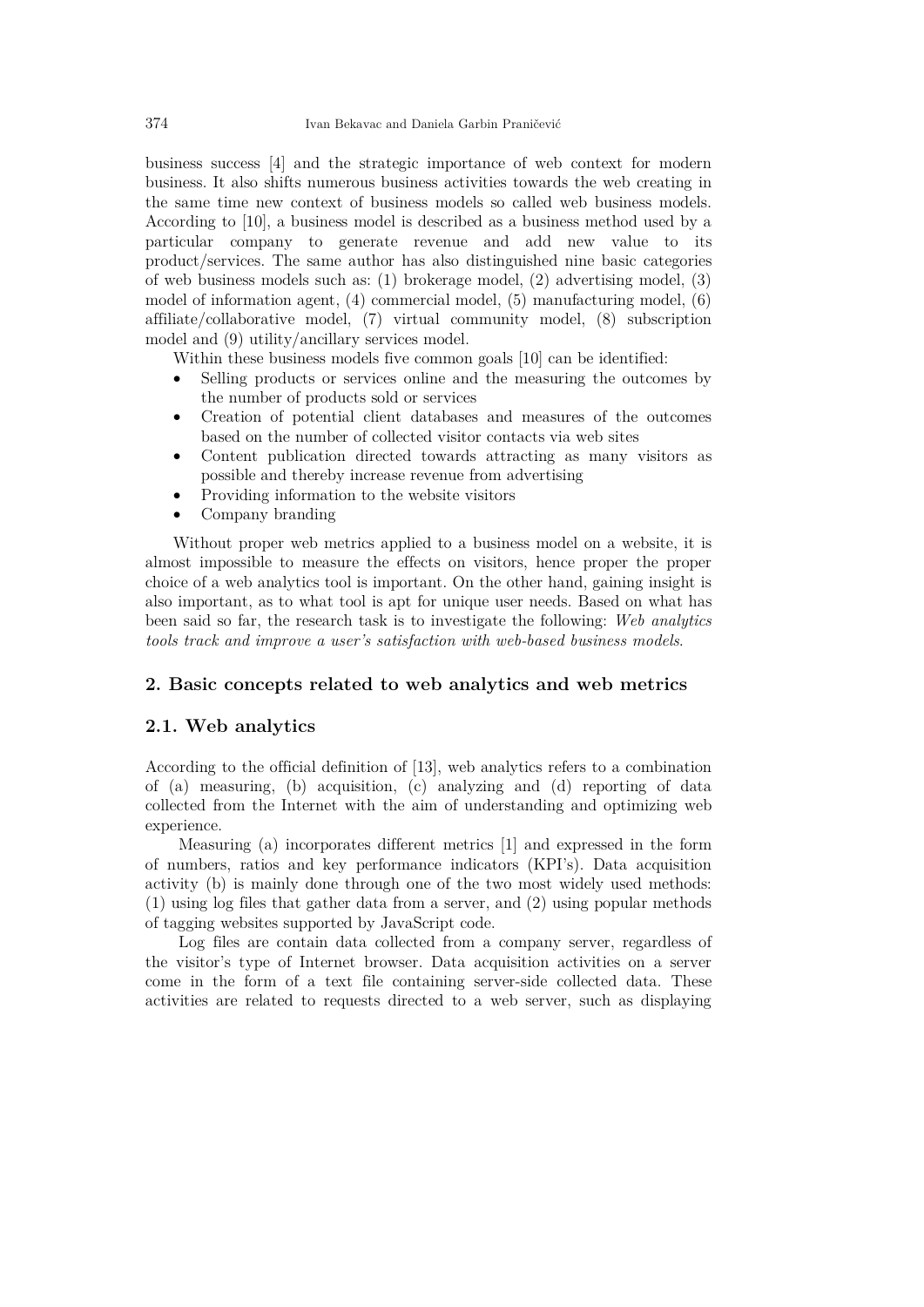business success [4] and the strategic importance of web context for modern business. It also shifts numerous business activities towards the web creating in the same time new context of business models so called web business models. According to [10], a business model is described as a business method used by a particular company to generate revenue and add new value to its product/services. The same author has also distinguished nine basic categories of web business models such as: (1) brokerage model, (2) advertising model, (3) model of information agent, (4) commercial model, (5) manufacturing model, (6) affiliate/collaborative model, (7) virtual community model, (8) subscription model and (9) utility/ancillary services model.

Within these business models five common goals [10] can be identified:

- Selling products or services online and the measuring the outcomes by the number of products sold or services
- Creation of potential client databases and measures of the outcomes based on the number of collected visitor contacts via web sites
- Content publication directed towards attracting as many visitors as possible and thereby increase revenue from advertising
- Providing information to the website visitors
- Company branding

Without proper web metrics applied to a business model on a website, it is almost impossible to measure the effects on visitors, hence proper the proper choice of a web analytics tool is important. On the other hand, gaining insight is also important, as to what tool is apt for unique user needs. Based on what has been said so far, the research task is to investigate the following: *Web analytics tools track and improve a user's satisfaction with web-based business models*.

## 2. Basic concepts related to web analytics and web metrics

### 2.1. Web analytics

According to the official definition of [13], web analytics refers to a combination of (a) measuring, (b) acquisition, (c) analyzing and (d) reporting of data collected from the Internet with the aim of understanding and optimizing web experience.

Measuring (a) incorporates different metrics [1] and expressed in the form of numbers, ratios and key performance indicators (KPI's). Data acquisition activity (b) is mainly done through one of the two most widely used methods: (1) using log files that gather data from a server, and (2) using popular methods of tagging websites supported by JavaScript code.

Log files are contain data collected from a company server, regardless of the visitor's type of Internet browser. Data acquisition activities on a server come in the form of a text file containing server-side collected data. These activities are related to requests directed to a web server, such as displaying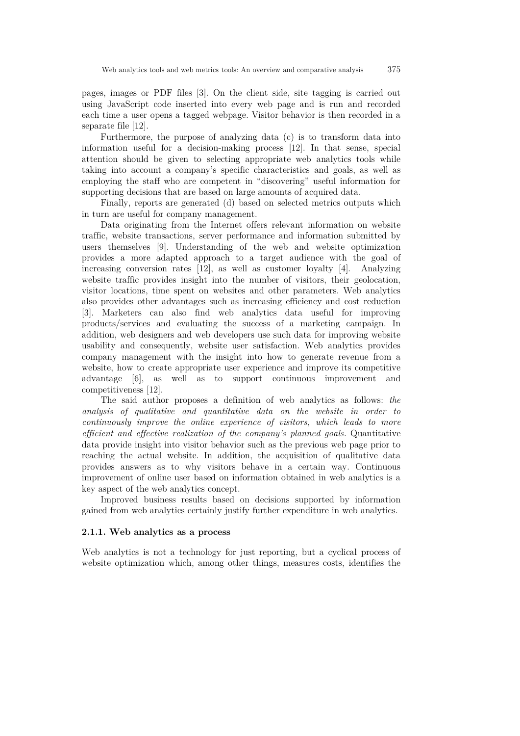pages, images or PDF files [3]. On the client side, site tagging is carried out using JavaScript code inserted into every web page and is run and recorded each time a user opens a tagged webpage. Visitor behavior is then recorded in a separate file [12].

Furthermore, the purpose of analyzing data (c) is to transform data into information useful for a decision-making process [12]. In that sense, special attention should be given to selecting appropriate web analytics tools while taking into account a company's specific characteristics and goals, as well as employing the staff who are competent in "discovering" useful information for supporting decisions that are based on large amounts of acquired data.

Finally, reports are generated (d) based on selected metrics outputs which in turn are useful for company management.

Data originating from the Internet offers relevant information on website traffic, website transactions, server performance and information submitted by users themselves [9]. Understanding of the web and website optimization provides a more adapted approach to a target audience with the goal of increasing conversion rates [12], as well as customer loyalty [4]. Analyzing website traffic provides insight into the number of visitors, their geolocation, visitor locations, time spent on websites and other parameters. Web analytics also provides other advantages such as increasing efficiency and cost reduction [3]. Marketers can also find web analytics data useful for improving products/services and evaluating the success of a marketing campaign. In addition, web designers and web developers use such data for improving website usability and consequently, website user satisfaction. Web analytics provides company management with the insight into how to generate revenue from a website, how to create appropriate user experience and improve its competitive advantage [6], as well as to support continuous improvement and competitiveness [12].

The said author proposes a definition of web analytics as follows: *the analysis of qualitative and quantitative data on the website in order to continuously improve the online experience of visitors, which leads to more efficient and effective realization of the company's planned goals.* Quantitative data provide insight into visitor behavior such as the previous web page prior to reaching the actual website. In addition, the acquisition of qualitative data provides answers as to why visitors behave in a certain way. Continuous improvement of online user based on information obtained in web analytics is a key aspect of the web analytics concept.

Improved business results based on decisions supported by information gained from web analytics certainly justify further expenditure in web analytics.

### 2.1.1. Web analytics as a process

Web analytics is not a technology for just reporting, but a cyclical process of website optimization which, among other things, measures costs, identifies the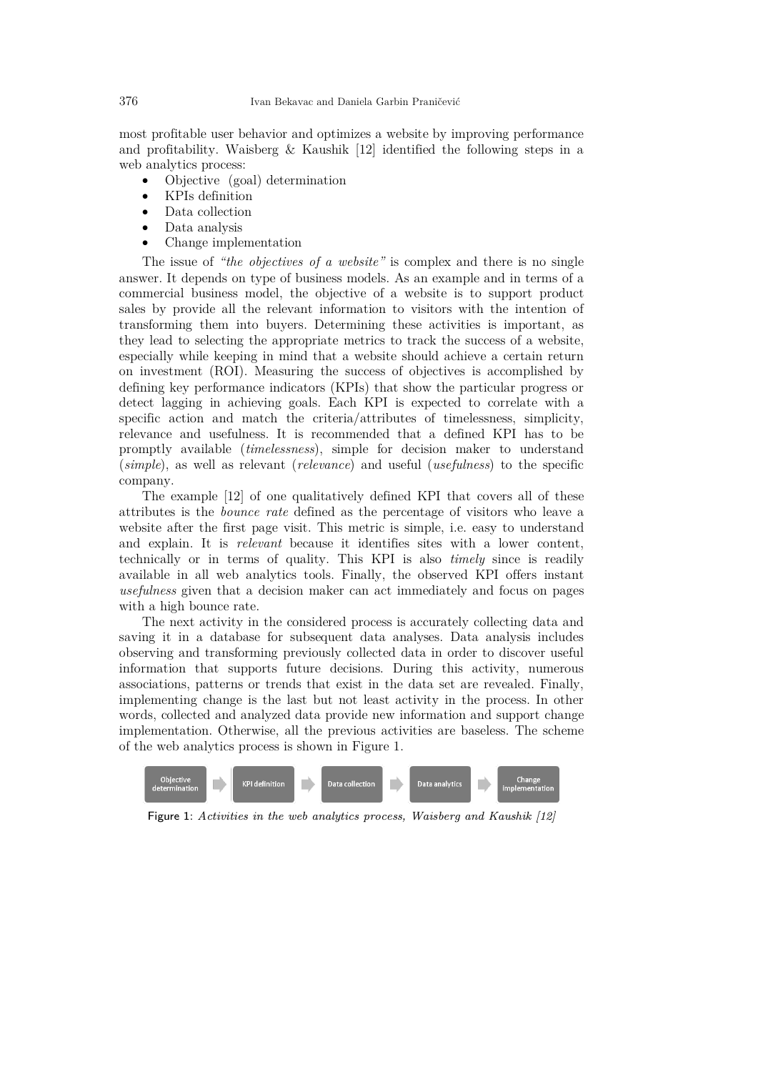most profitable user behavior and optimizes a website by improving performance and profitability. Waisberg & Kaushik [12] identified the following steps in a web analytics process:

- Objective (goal) determination
- KPIs definition
- Data collection
- Data analysis
- Change implementation

The issue of *"the objectives of a website"* is complex and there is no single answer. It depends on type of business models. As an example and in terms of a commercial business model, the objective of a website is to support product sales by provide all the relevant information to visitors with the intention of transforming them into buyers. Determining these activities is important, as they lead to selecting the appropriate metrics to track the success of a website, especially while keeping in mind that a website should achieve a certain return on investment (ROI). Measuring the success of objectives is accomplished by defining key performance indicators (KPIs) that show the particular progress or detect lagging in achieving goals. Each KPI is expected to correlate with a specific action and match the criteria/attributes of timelessness, simplicity, relevance and usefulness. It is recommended that a defined KPI has to be promptly available (*timelessness*), simple for decision maker to understand (*simple*), as well as relevant (*relevance*) and useful (*usefulness*) to the specific company.

The example [12] of one qualitatively defined KPI that covers all of these attributes is the *bounce rate* defined as the percentage of visitors who leave a website after the first page visit. This metric is simple, i.e. easy to understand and explain. It is *relevant* because it identifies sites with a lower content, technically or in terms of quality. This KPI is also *timely* since is readily available in all web analytics tools. Finally, the observed KPI offers instant *usefulness* given that a decision maker can act immediately and focus on pages with a high bounce rate.

The next activity in the considered process is accurately collecting data and saving it in a database for subsequent data analyses. Data analysis includes observing and transforming previously collected data in order to discover useful information that supports future decisions. During this activity, numerous associations, patterns or trends that exist in the data set are revealed. Finally, implementing change is the last but not least activity in the process. In other words, collected and analyzed data provide new information and support change implementation. Otherwise, all the previous activities are baseless. The scheme of the web analytics process is shown in Figure 1.

Objective determination → KPI definition → Data collection → Data analytics → Change implementation

Figure 1: *Activities in the web analytics process, Waisberg and Kaushik [12]*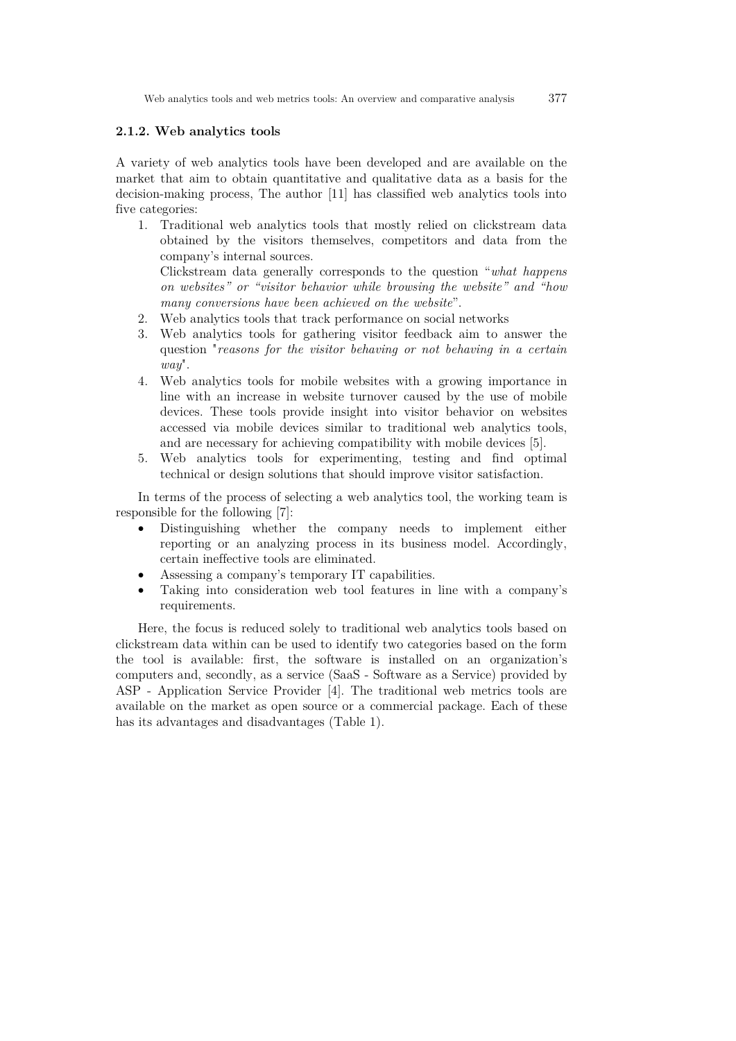### 2.1.2. Web analytics tools

A variety of web analytics tools have been developed and are available on the market that aim to obtain quantitative and qualitative data as a basis for the decision-making process, The author [11] has classified web analytics tools into five categories:

1. Traditional web analytics tools that mostly relied on clickstream data obtained by the visitors themselves, competitors and data from the company's internal sources.
   Clickstream data generally corresponds to the question "*what happens on websites" or "visitor behavior while browsing the website" and "how many conversions have been achieved on the website*".
2. Web analytics tools that track performance on social networks
3. Web analytics tools for gathering visitor feedback aim to answer the question "*reasons for the visitor behaving or not behaving in a certain way*".
4. Web analytics tools for mobile websites with a growing importance in line with an increase in website turnover caused by the use of mobile devices. These tools provide insight into visitor behavior on websites accessed via mobile devices similar to traditional web analytics tools, and are necessary for achieving compatibility with mobile devices [5].
5. Web analytics tools for experimenting, testing and find optimal technical or design solutions that should improve visitor satisfaction.

In terms of the process of selecting a web analytics tool, the working team is responsible for the following [7]:

- Distinguishing whether the company needs to implement either reporting or an analyzing process in its business model. Accordingly, certain ineffective tools are eliminated.
- Assessing a company's temporary IT capabilities.
- Taking into consideration web tool features in line with a company's requirements.

Here, the focus is reduced solely to traditional web analytics tools based on clickstream data within can be used to identify two categories based on the form the tool is available: first, the software is installed on an organization's computers and, secondly, as a service (SaaS - Software as a Service) provided by ASP - Application Service Provider [4]. The traditional web metrics tools are available on the market as open source or a commercial package. Each of these has its advantages and disadvantages (Table 1).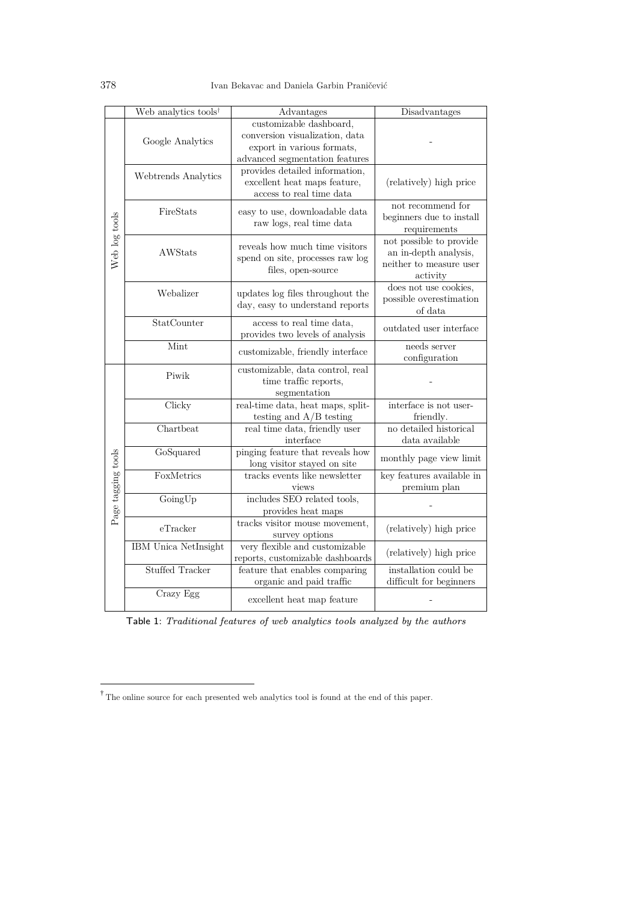|  | Web analytics tools[†] | Advantages | Disadvantages |
|---|---|---|---|
| Web log tools | Google Analytics | customizable dashboard, conversion visualization, data export in various formats, advanced segmentation features | - |
|  | Webtrends Analytics | provides detailed information, excellent heat maps feature, access to real time data | (relatively) high price |
|  | FireStats | easy to use, downloadable data raw logs, real time data | not recommend for beginners due to install requirements |
|  | AWStats | reveals how much time visitors spend on site, processes raw log files, open-source | not possible to provide an in-depth analysis, neither to measure user activity |
|  | Webalizer | updates log files throughout the day, easy to understand reports | does not use cookies, possible overestimation of data |
|  | StatCounter | access to real time data, provides two levels of analysis | outdated user interface |
|  | Mint | customizable, friendly interface | needs server configuration |
| Page tagging tools | Piwik | customizable, data control, real time traffic reports, segmentation | - |
|  | Clicky | real-time data, heat maps, split-testing and A/B testing | interface is not user-friendly. |
|  | Chartbeat | real time data, friendly user interface | no detailed historical data available |
|  | GoSquared | pinging feature that reveals how long visitor stayed on site | monthly page view limit |
|  | FoxMetrics | tracks events like newsletter views | key features available in premium plan |
|  | GoingUp | includes SEO related tools, provides heat maps | - |
|  | eTracker | tracks visitor mouse movement, survey options | (relatively) high price |
|  | IBM Unica NetInsight | very flexible and customizable reports, customizable dashboards | (relatively) high price |
|  | Stuffed Tracker | feature that enables comparing organic and paid traffic | installation could be difficult for beginners |
|  | Crazy Egg | excellent heat map feature | - |

Table 1: *Traditional features of web analytics tools analyzed by the authors*

[†] The online source for each presented web analytics tool is found at the end of this paper.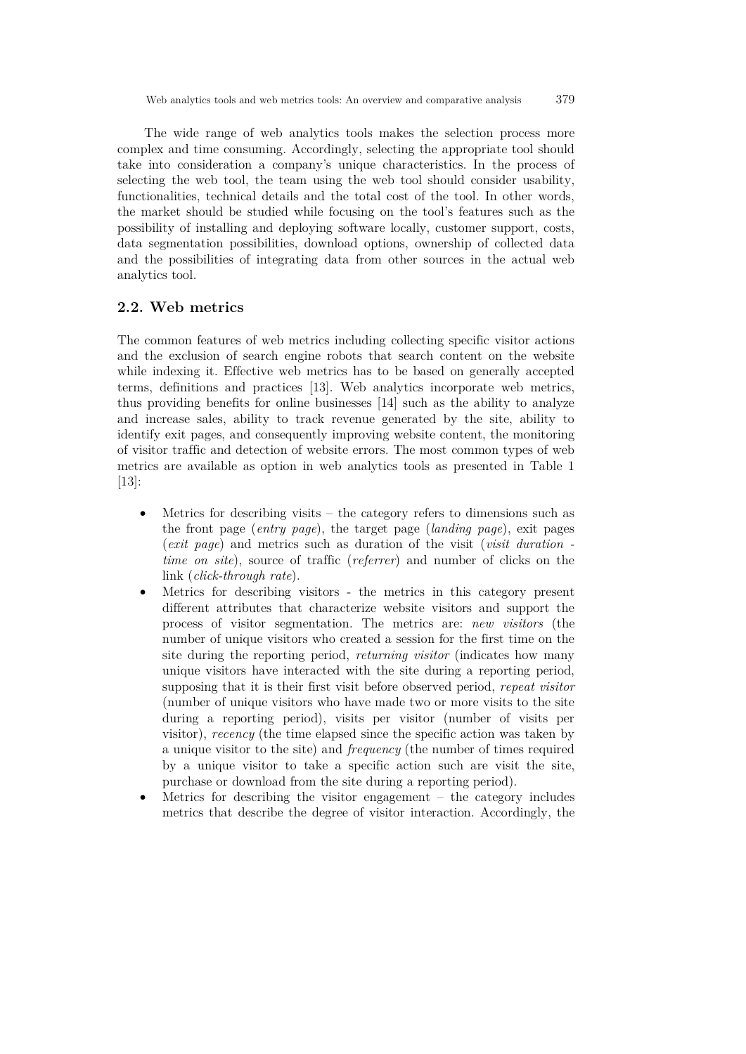The wide range of web analytics tools makes the selection process more complex and time consuming. Accordingly, selecting the appropriate tool should take into consideration a company's unique characteristics. In the process of selecting the web tool, the team using the web tool should consider usability, functionalities, technical details and the total cost of the tool. In other words, the market should be studied while focusing on the tool's features such as the possibility of installing and deploying software locally, customer support, costs, data segmentation possibilities, download options, ownership of collected data and the possibilities of integrating data from other sources in the actual web analytics tool.

## 2.2. Web metrics

The common features of web metrics including collecting specific visitor actions and the exclusion of search engine robots that search content on the website while indexing it. Effective web metrics has to be based on generally accepted terms, definitions and practices [13]. Web analytics incorporate web metrics, thus providing benefits for online businesses [14] such as the ability to analyze and increase sales, ability to track revenue generated by the site, ability to identify exit pages, and consequently improving website content, the monitoring of visitor traffic and detection of website errors. The most common types of web metrics are available as option in web analytics tools as presented in Table 1 [13]:

- Metrics for describing visits – the category refers to dimensions such as the front page (*entry page*), the target page (*landing page*), exit pages (*exit page*) and metrics such as duration of the visit (*visit duration - time on site*), source of traffic (*referrer*) and number of clicks on the link (*click-through rate*).
- Metrics for describing visitors - the metrics in this category present different attributes that characterize website visitors and support the process of visitor segmentation. The metrics are: *new visitors* (the number of unique visitors who created a session for the first time on the site during the reporting period, *returning visitor* (indicates how many unique visitors have interacted with the site during a reporting period, supposing that it is their first visit before observed period, *repeat visitor* (number of unique visitors who have made two or more visits to the site during a reporting period), visits per visitor (number of visits per visitor), *recency* (the time elapsed since the specific action was taken by a unique visitor to the site) and *frequency* (the number of times required by a unique visitor to take a specific action such are visit the site, purchase or download from the site during a reporting period).
- Metrics for describing the visitor engagement – the category includes metrics that describe the degree of visitor interaction. Accordingly, the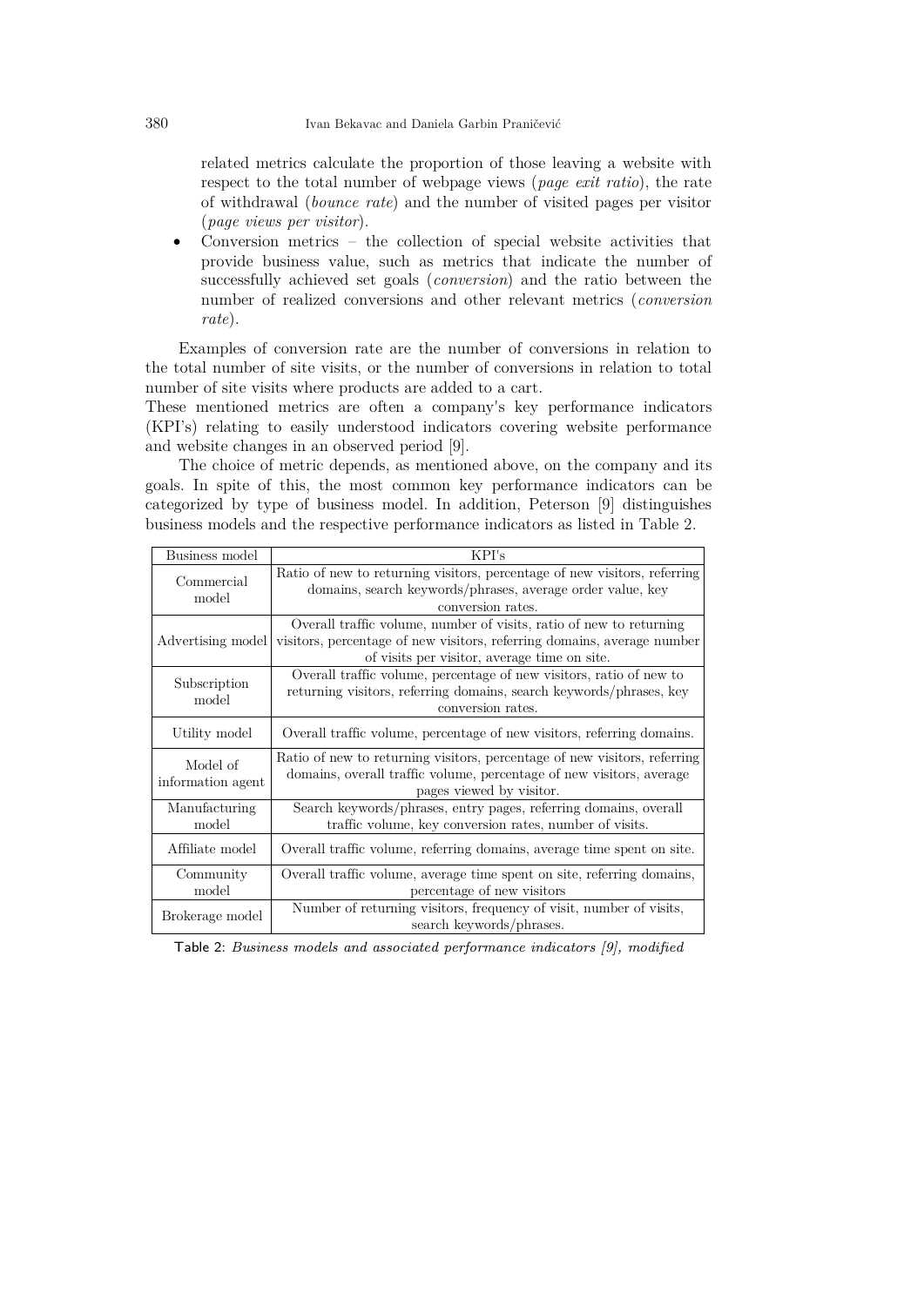related metrics calculate the proportion of those leaving a website with respect to the total number of webpage views (*page exit ratio*), the rate of withdrawal (*bounce rate*) and the number of visited pages per visitor (*page views per visitor*).

- Conversion metrics – the collection of special website activities that provide business value, such as metrics that indicate the number of successfully achieved set goals (*conversion*) and the ratio between the number of realized conversions and other relevant metrics (*conversion rate*).

Examples of conversion rate are the number of conversions in relation to the total number of site visits, or the number of conversions in relation to total number of site visits where products are added to a cart.

These mentioned metrics are often a company's key performance indicators (KPI's) relating to easily understood indicators covering website performance and website changes in an observed period [9].

The choice of metric depends, as mentioned above, on the company and its goals. In spite of this, the most common key performance indicators can be categorized by type of business model. In addition, Peterson [9] distinguishes business models and the respective performance indicators as listed in Table 2.

| Business model | KPI's |
|---|---|
| Commercial model | Ratio of new to returning visitors, percentage of new visitors, referring domains, search keywords/phrases, average order value, key conversion rates. |
| Advertising model | Overall traffic volume, number of visits, ratio of new to returning visitors, percentage of new visitors, referring domains, average number of visits per visitor, average time on site. |
| Subscription model | Overall traffic volume, percentage of new visitors, ratio of new to returning visitors, referring domains, search keywords/phrases, key conversion rates. |
| Utility model | Overall traffic volume, percentage of new visitors, referring domains. |
| Model of information agent | Ratio of new to returning visitors, percentage of new visitors, referring domains, overall traffic volume, percentage of new visitors, average pages viewed by visitor. |
| Manufacturing model | Search keywords/phrases, entry pages, referring domains, overall traffic volume, key conversion rates, number of visits. |
| Affiliate model | Overall traffic volume, referring domains, average time spent on site. |
| Community model | Overall traffic volume, average time spent on site, referring domains, percentage of new visitors |
| Brokerage model | Number of returning visitors, frequency of visit, number of visits, search keywords/phrases. |

Table 2: *Business models and associated performance indicators [9], modified*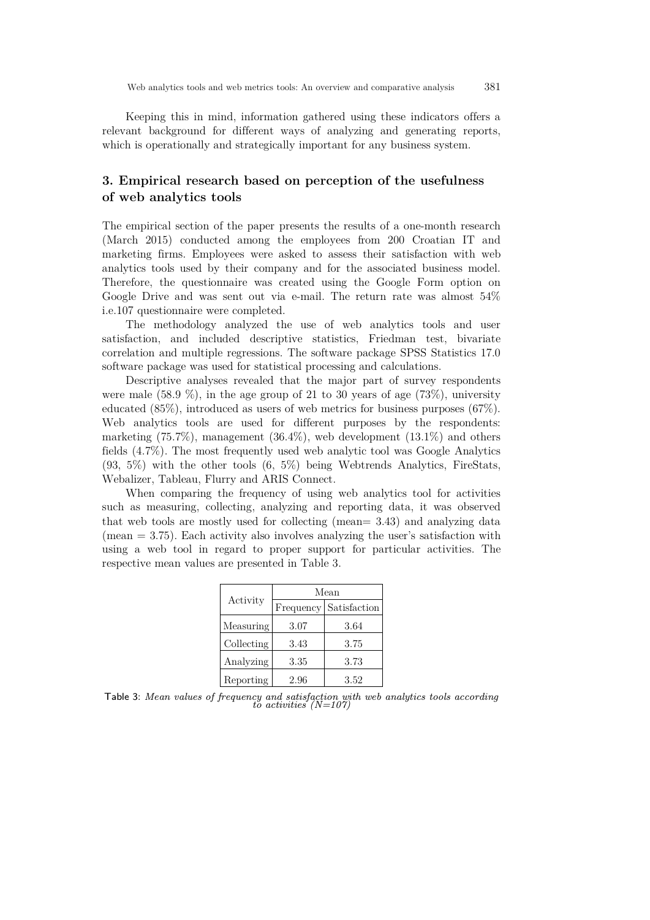Keeping this in mind, information gathered using these indicators offers a relevant background for different ways of analyzing and generating reports, which is operationally and strategically important for any business system.

## 3. Empirical research based on perception of the usefulness of web analytics tools

The empirical section of the paper presents the results of a one-month research (March 2015) conducted among the employees from 200 Croatian IT and marketing firms. Employees were asked to assess their satisfaction with web analytics tools used by their company and for the associated business model. Therefore, the questionnaire was created using the Google Form option on Google Drive and was sent out via e-mail. The return rate was almost 54% i.e.107 questionnaire were completed.

The methodology analyzed the use of web analytics tools and user satisfaction, and included descriptive statistics, Friedman test, bivariate correlation and multiple regressions. The software package SPSS Statistics 17.0 software package was used for statistical processing and calculations.

Descriptive analyses revealed that the major part of survey respondents were male (58.9 %), in the age group of 21 to 30 years of age (73%), university educated (85%), introduced as users of web metrics for business purposes (67%). Web analytics tools are used for different purposes by the respondents: marketing (75.7%), management (36.4%), web development (13.1%) and others fields (4.7%). The most frequently used web analytic tool was Google Analytics (93, 5%) with the other tools (6, 5%) being Webtrends Analytics, FireStats, Webalizer, Tableau, Flurry and ARIS Connect.

When comparing the frequency of using web analytics tool for activities such as measuring, collecting, analyzing and reporting data, it was observed that web tools are mostly used for collecting (mean= 3.43) and analyzing data (mean = 3.75). Each activity also involves analyzing the user's satisfaction with using a web tool in regard to proper support for particular activities. The respective mean values are presented in Table 3.

| Activity | Mean | |
|---|---|---|
| | Frequency | Satisfaction |
| Measuring | 3.07 | 3.64 |
| Collecting | 3.43 | 3.75 |
| Analyzing | 3.35 | 3.73 |
| Reporting | 2.96 | 3.52 |

Table 3: *Mean values of frequency and satisfaction with web analytics tools according to activities (N=107)*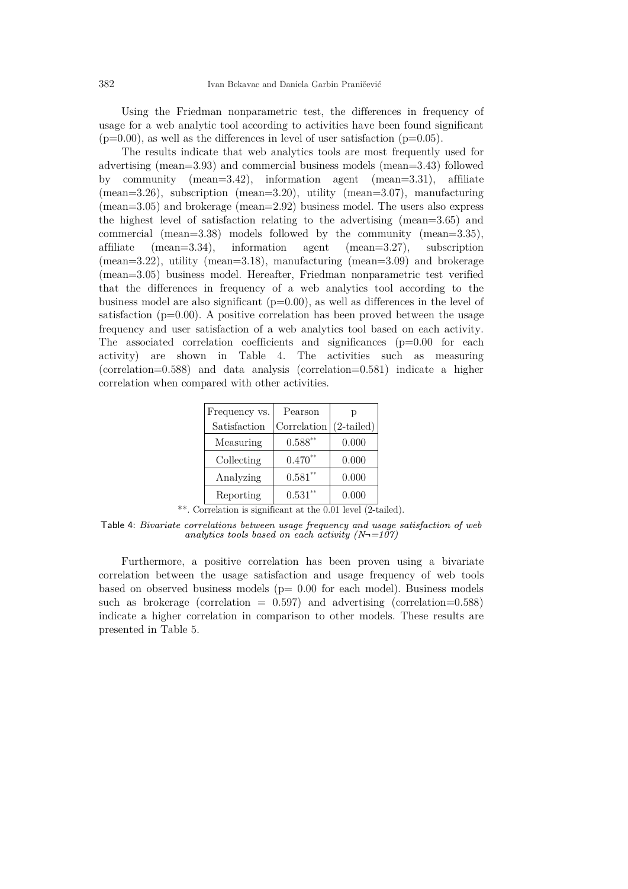Using the Friedman nonparametric test, the differences in frequency of usage for a web analytic tool according to activities have been found significant (p=0.00), as well as the differences in level of user satisfaction (p=0.05).

The results indicate that web analytics tools are most frequently used for advertising (mean=3.93) and commercial business models (mean=3.43) followed by community (mean=3.42), information agent (mean=3.31), affiliate (mean=3.26), subscription (mean=3.20), utility (mean=3.07), manufacturing (mean=3.05) and brokerage (mean=2.92) business model. The users also express the highest level of satisfaction relating to the advertising (mean=3.65) and commercial (mean=3.38) models followed by the community (mean=3.35), affiliate (mean=3.34), information agent (mean=3.27), subscription (mean=3.22), utility (mean=3.18), manufacturing (mean=3.09) and brokerage (mean=3.05) business model. Hereafter, Friedman nonparametric test verified that the differences in frequency of a web analytics tool according to the business model are also significant (p=0.00), as well as differences in the level of satisfaction (p=0.00). A positive correlation has been proved between the usage frequency and user satisfaction of a web analytics tool based on each activity. The associated correlation coefficients and significances (p=0.00 for each activity) are shown in Table 4. The activities such as measuring (correlation=0.588) and data analysis (correlation=0.581) indicate a higher correlation when compared with other activities.

| Frequency vs. Satisfaction | Pearson Correlation | p (2-tailed) |
|---|---|---|
| Measuring | 0.588** | 0.000 |
| Collecting | 0.470** | 0.000 |
| Analyzing | 0.581** | 0.000 |
| Reporting | 0.531** | 0.000 |

**. Correlation is significant at the 0.01 level (2-tailed).

Table 4: *Bivariate correlations between usage frequency and usage satisfaction of web analytics tools based on each activity (N¬=107)*

Furthermore, a positive correlation has been proven using a bivariate correlation between the usage satisfaction and usage frequency of web tools based on observed business models (p= 0.00 for each model). Business models such as brokerage (correlation = 0.597) and advertising (correlation=0.588) indicate a higher correlation in comparison to other models. These results are presented in Table 5.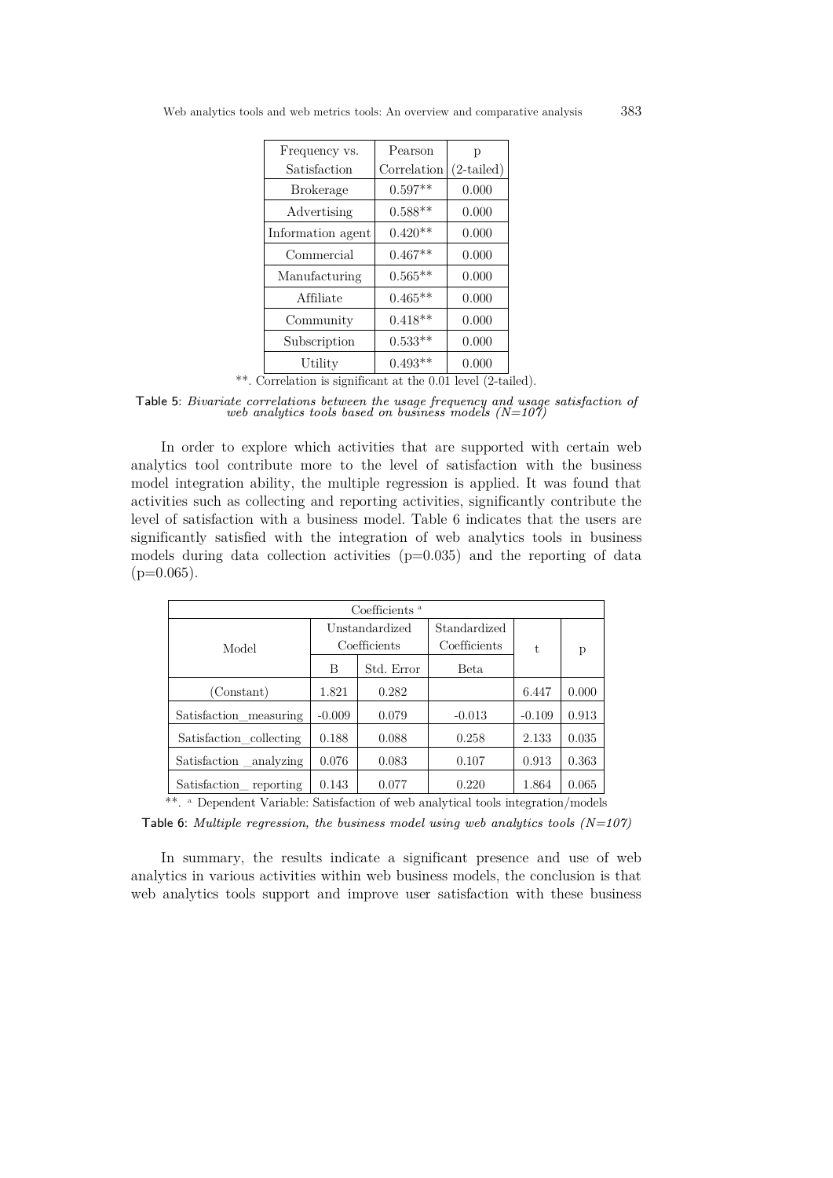| Frequency vs. Satisfaction | Pearson Correlation | p (2-tailed) |
|---|---|---|
| Brokerage | 0.597** | 0.000 |
| Advertising | 0.588** | 0.000 |
| Information agent | 0.420** | 0.000 |
| Commercial | 0.467** | 0.000 |
| Manufacturing | 0.565** | 0.000 |
| Affiliate | 0.465** | 0.000 |
| Community | 0.418** | 0.000 |
| Subscription | 0.533** | 0.000 |
| Utility | 0.493** | 0.000 |

**. Correlation is significant at the 0.01 level (2-tailed).

Table 5: *Bivariate correlations between the usage frequency and usage satisfaction of web analytics tools based on business models (N=107)*

In order to explore which activities that are supported with certain web analytics tool contribute more to the level of satisfaction with the business model integration ability, the multiple regression is applied. It was found that activities such as collecting and reporting activities, significantly contribute the level of satisfaction with a business model. Table 6 indicates that the users are significantly satisfied with the integration of web analytics tools in business models during data collection activities (p=0.035) and the reporting of data (p=0.065).

| Coefficients [a] | | | | | |
|---|---|---|---|---|---|
| Model | Unstandardized Coefficients | | Standardized Coefficients | t | p |
| | B | Std. Error | Beta | | |
| (Constant) | 1.821 | 0.282 | | 6.447 | 0.000 |
| Satisfaction_measuring | -0.009 | 0.079 | -0.013 | -0.109 | 0.913 |
| Satisfaction_collecting | 0.188 | 0.088 | 0.258 | 2.133 | 0.035 |
| Satisfaction _analyzing | 0.076 | 0.083 | 0.107 | 0.913 | 0.363 |
| Satisfaction_ reporting | 0.143 | 0.077 | 0.220 | 1.864 | 0.065 |

**. [a] Dependent Variable: Satisfaction of web analytical tools integration/models

Table 6: *Multiple regression, the business model using web analytics tools (N=107)*

In summary, the results indicate a significant presence and use of web analytics in various activities within web business models, the conclusion is that web analytics tools support and improve user satisfaction with these business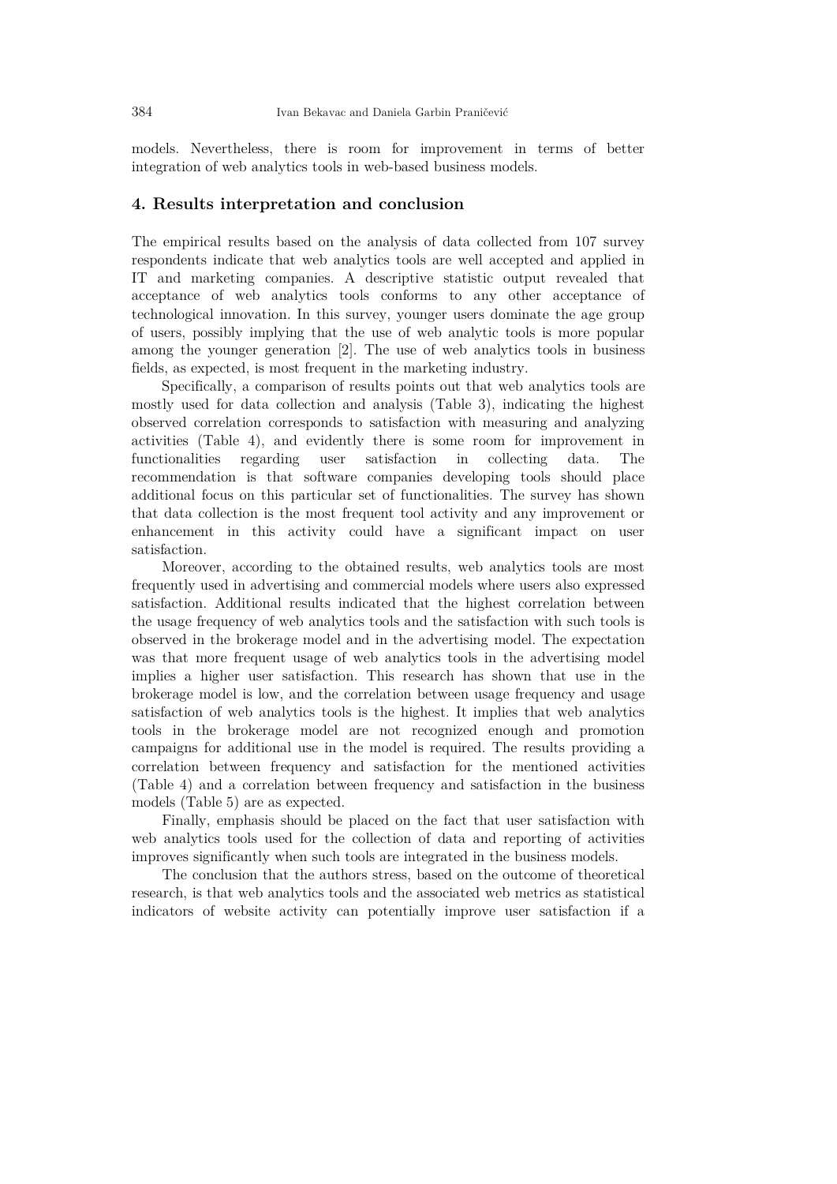models. Nevertheless, there is room for improvement in terms of better integration of web analytics tools in web-based business models.

## 4. Results interpretation and conclusion

The empirical results based on the analysis of data collected from 107 survey respondents indicate that web analytics tools are well accepted and applied in IT and marketing companies. A descriptive statistic output revealed that acceptance of web analytics tools conforms to any other acceptance of technological innovation. In this survey, younger users dominate the age group of users, possibly implying that the use of web analytic tools is more popular among the younger generation [2]. The use of web analytics tools in business fields, as expected, is most frequent in the marketing industry.

Specifically, a comparison of results points out that web analytics tools are mostly used for data collection and analysis (Table 3), indicating the highest observed correlation corresponds to satisfaction with measuring and analyzing activities (Table 4), and evidently there is some room for improvement in functionalities regarding user satisfaction in collecting data. The recommendation is that software companies developing tools should place additional focus on this particular set of functionalities. The survey has shown that data collection is the most frequent tool activity and any improvement or enhancement in this activity could have a significant impact on user satisfaction.

Moreover, according to the obtained results, web analytics tools are most frequently used in advertising and commercial models where users also expressed satisfaction. Additional results indicated that the highest correlation between the usage frequency of web analytics tools and the satisfaction with such tools is observed in the brokerage model and in the advertising model. The expectation was that more frequent usage of web analytics tools in the advertising model implies a higher user satisfaction. This research has shown that use in the brokerage model is low, and the correlation between usage frequency and usage satisfaction of web analytics tools is the highest. It implies that web analytics tools in the brokerage model are not recognized enough and promotion campaigns for additional use in the model is required. The results providing a correlation between frequency and satisfaction for the mentioned activities (Table 4) and a correlation between frequency and satisfaction in the business models (Table 5) are as expected.

Finally, emphasis should be placed on the fact that user satisfaction with web analytics tools used for the collection of data and reporting of activities improves significantly when such tools are integrated in the business models.

The conclusion that the authors stress, based on the outcome of theoretical research, is that web analytics tools and the associated web metrics as statistical indicators of website activity can potentially improve user satisfaction if a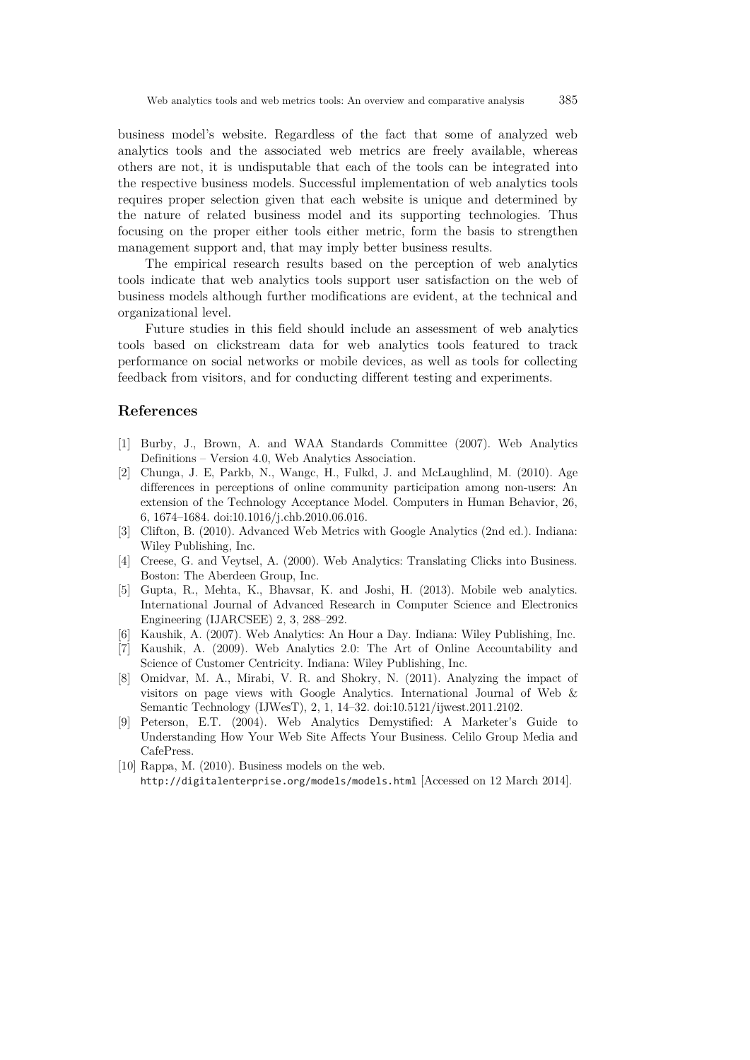business model's website. Regardless of the fact that some of analyzed web analytics tools and the associated web metrics are freely available, whereas others are not, it is undisputable that each of the tools can be integrated into the respective business models. Successful implementation of web analytics tools requires proper selection given that each website is unique and determined by the nature of related business model and its supporting technologies. Thus focusing on the proper either tools either metric, form the basis to strengthen management support and, that may imply better business results.

The empirical research results based on the perception of web analytics tools indicate that web analytics tools support user satisfaction on the web of business models although further modifications are evident, at the technical and organizational level.

Future studies in this field should include an assessment of web analytics tools based on clickstream data for web analytics tools featured to track performance on social networks or mobile devices, as well as tools for collecting feedback from visitors, and for conducting different testing and experiments.

## References

[1] Burby, J., Brown, A. and WAA Standards Committee (2007). Web Analytics Definitions – Version 4.0, Web Analytics Association.

[2] Chunga, J. E, Parkb, N., Wangc, H., Fulkd, J. and McLaughlind, M. (2010). Age differences in perceptions of online community participation among non-users: An extension of the Technology Acceptance Model. Computers in Human Behavior, 26, 6, 1674–1684. doi:10.1016/j.chb.2010.06.016.

[3] Clifton, B. (2010). Advanced Web Metrics with Google Analytics (2nd ed.). Indiana: Wiley Publishing, Inc.

[4] Creese, G. and Veytsel, A. (2000). Web Analytics: Translating Clicks into Business. Boston: The Aberdeen Group, Inc.

[5] Gupta, R., Mehta, K., Bhavsar, K. and Joshi, H. (2013). Mobile web analytics. International Journal of Advanced Research in Computer Science and Electronics Engineering (IJARCSEE) 2, 3, 288–292.

[6] Kaushik, A. (2007). Web Analytics: An Hour a Day. Indiana: Wiley Publishing, Inc.

[7] Kaushik, A. (2009). Web Analytics 2.0: The Art of Online Accountability and Science of Customer Centricity. Indiana: Wiley Publishing, Inc.

[8] Omidvar, M. A., Mirabi, V. R. and Shokry, N. (2011). Analyzing the impact of visitors on page views with Google Analytics. International Journal of Web & Semantic Technology (IJWesT), 2, 1, 14–32. doi:10.5121/ijwest.2011.2102.

[9] Peterson, E.T. (2004). Web Analytics Demystified: A Marketer's Guide to Understanding How Your Web Site Affects Your Business. Celilo Group Media and CafePress.

[10] Rappa, M. (2010). Business models on the web. http://digitalenterprise.org/models/models.html [Accessed on 12 March 2014].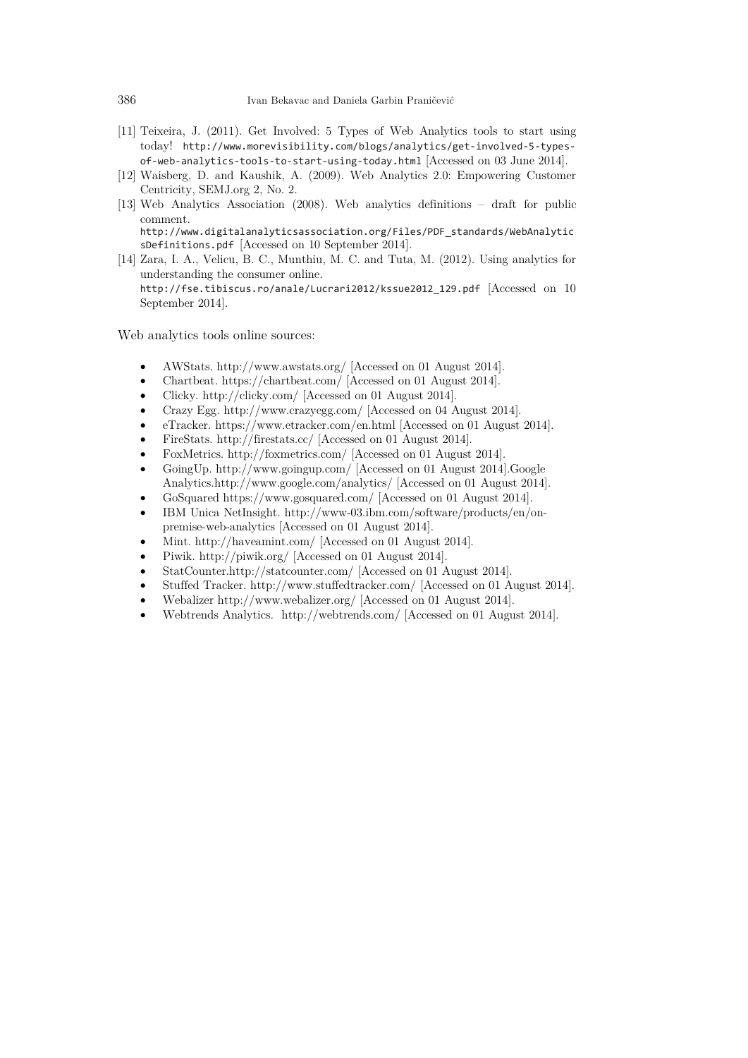[11] Teixeira, J. (2011). Get Involved: 5 Types of Web Analytics tools to start using today! http://www.morevisibility.com/blogs/analytics/get-involved-5-types-of-web-analytics-tools-to-start-using-today.html [Accessed on 03 June 2014].

[12] Waisberg, D. and Kaushik, A. (2009). Web Analytics 2.0: Empowering Customer Centricity, SEMJ.org 2, No. 2.

[13] Web Analytics Association (2008). Web analytics definitions – draft for public comment. http://www.digitalanalyticsassociation.org/Files/PDF_standards/WebAnalyticsDefinitions.pdf [Accessed on 10 September 2014].

[14] Zara, I. A., Velicu, B. C., Munthiu, M. C. and Tuta, M. (2012). Using analytics for understanding the consumer online. http://fse.tibiscus.ro/anale/Lucrari2012/kssue2012_129.pdf [Accessed on 10 September 2014].

Web analytics tools online sources:

- AWStats. http://www.awstats.org/ [Accessed on 01 August 2014].
- Chartbeat. https://chartbeat.com/ [Accessed on 01 August 2014].
- Clicky. http://clicky.com/ [Accessed on 01 August 2014].
- Crazy Egg. http://www.crazyegg.com/ [Accessed on 04 August 2014].
- eTracker. https://www.etracker.com/en.html [Accessed on 01 August 2014].
- FireStats. http://firestats.cc/ [Accessed on 01 August 2014].
- FoxMetrics. http://foxmetrics.com/ [Accessed on 01 August 2014].
- GoingUp. http://www.goingup.com/ [Accessed on 01 August 2014].Google Analytics.http://www.google.com/analytics/ [Accessed on 01 August 2014].
- GoSquared https://www.gosquared.com/ [Accessed on 01 August 2014].
- IBM Unica NetInsight. http://www-03.ibm.com/software/products/en/on-premise-web-analytics [Accessed on 01 August 2014].
- Mint. http://haveamint.com/ [Accessed on 01 August 2014].
- Piwik. http://piwik.org/ [Accessed on 01 August 2014].
- StatCounter.http://statcounter.com/ [Accessed on 01 August 2014].
- Stuffed Tracker. http://www.stuffedtracker.com/ [Accessed on 01 August 2014].
- Webalizer http://www.webalizer.org/ [Accessed on 01 August 2014].
- Webtrends Analytics. http://webtrends.com/ [Accessed on 01 August 2014].